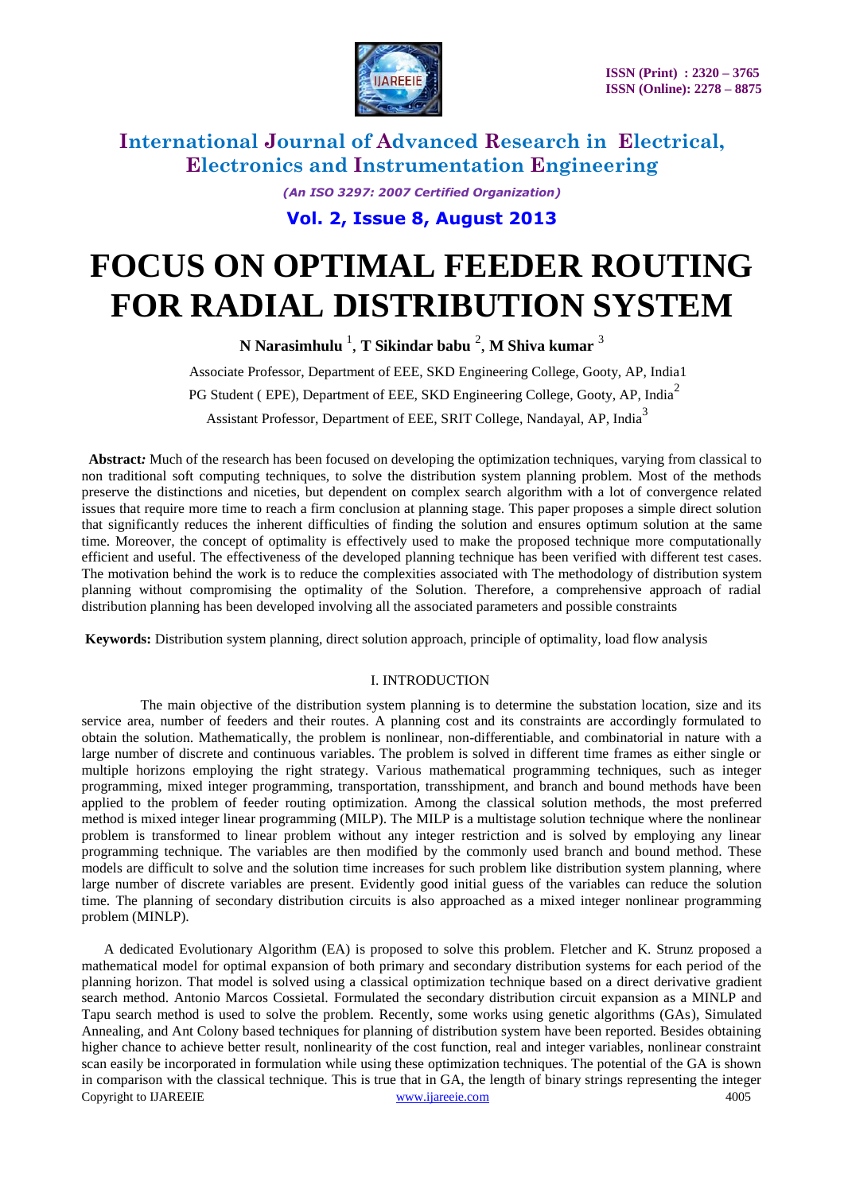# FOCUS ON OPTIMAL FEEDER ROUTING FOR RADIAL DISTRIBUTION SYSTEM

**N Narasimhulu** [1], **T Sikindar babu** [2], **M Shiva kumar** [3]

Associate Professor, Department of EEE, SKD Engineering College, Gooty, AP, India1

PG Student ( EPE), Department of EEE, SKD Engineering College, Gooty, AP, India[2]

Assistant Professor, Department of EEE, SRIT College, Nandayal, AP, India[3]

**Abstract***:* Much of the research has been focused on developing the optimization techniques, varying from classical to non traditional soft computing techniques, to solve the distribution system planning problem. Most of the methods preserve the distinctions and niceties, but dependent on complex search algorithm with a lot of convergence related issues that require more time to reach a firm conclusion at planning stage. This paper proposes a simple direct solution that significantly reduces the inherent difficulties of finding the solution and ensures optimum solution at the same time. Moreover, the concept of optimality is effectively used to make the proposed technique more computationally efficient and useful. The effectiveness of the developed planning technique has been verified with different test cases. The motivation behind the work is to reduce the complexities associated with The methodology of distribution system planning without compromising the optimality of the Solution. Therefore, a comprehensive approach of radial distribution planning has been developed involving all the associated parameters and possible constraints

**Keywords:** Distribution system planning, direct solution approach, principle of optimality, load flow analysis

## I. INTRODUCTION

The main objective of the distribution system planning is to determine the substation location, size and its service area, number of feeders and their routes. A planning cost and its constraints are accordingly formulated to obtain the solution. Mathematically, the problem is nonlinear, non-differentiable, and combinatorial in nature with a large number of discrete and continuous variables. The problem is solved in different time frames as either single or multiple horizons employing the right strategy. Various mathematical programming techniques, such as integer programming, mixed integer programming, transportation, transshipment, and branch and bound methods have been applied to the problem of feeder routing optimization. Among the classical solution methods, the most preferred method is mixed integer linear programming (MILP). The MILP is a multistage solution technique where the nonlinear problem is transformed to linear problem without any integer restriction and is solved by employing any linear programming technique. The variables are then modified by the commonly used branch and bound method. These models are difficult to solve and the solution time increases for such problem like distribution system planning, where large number of discrete variables are present. Evidently good initial guess of the variables can reduce the solution time. The planning of secondary distribution circuits is also approached as a mixed integer nonlinear programming problem (MINLP).

A dedicated Evolutionary Algorithm (EA) is proposed to solve this problem. Fletcher and K. Strunz proposed a mathematical model for optimal expansion of both primary and secondary distribution systems for each period of the planning horizon. That model is solved using a classical optimization technique based on a direct derivative gradient search method. Antonio Marcos Cossietal. Formulated the secondary distribution circuit expansion as a MINLP and Tapu search method is used to solve the problem. Recently, some works using genetic algorithms (GAs), Simulated Annealing, and Ant Colony based techniques for planning of distribution system have been reported. Besides obtaining higher chance to achieve better result, nonlinearity of the cost function, real and integer variables, nonlinear constraint scan easily be incorporated in formulation while using these optimization techniques. The potential of the GA is shown in comparison with the classical technique. This is true that in GA, the length of binary strings representing the integer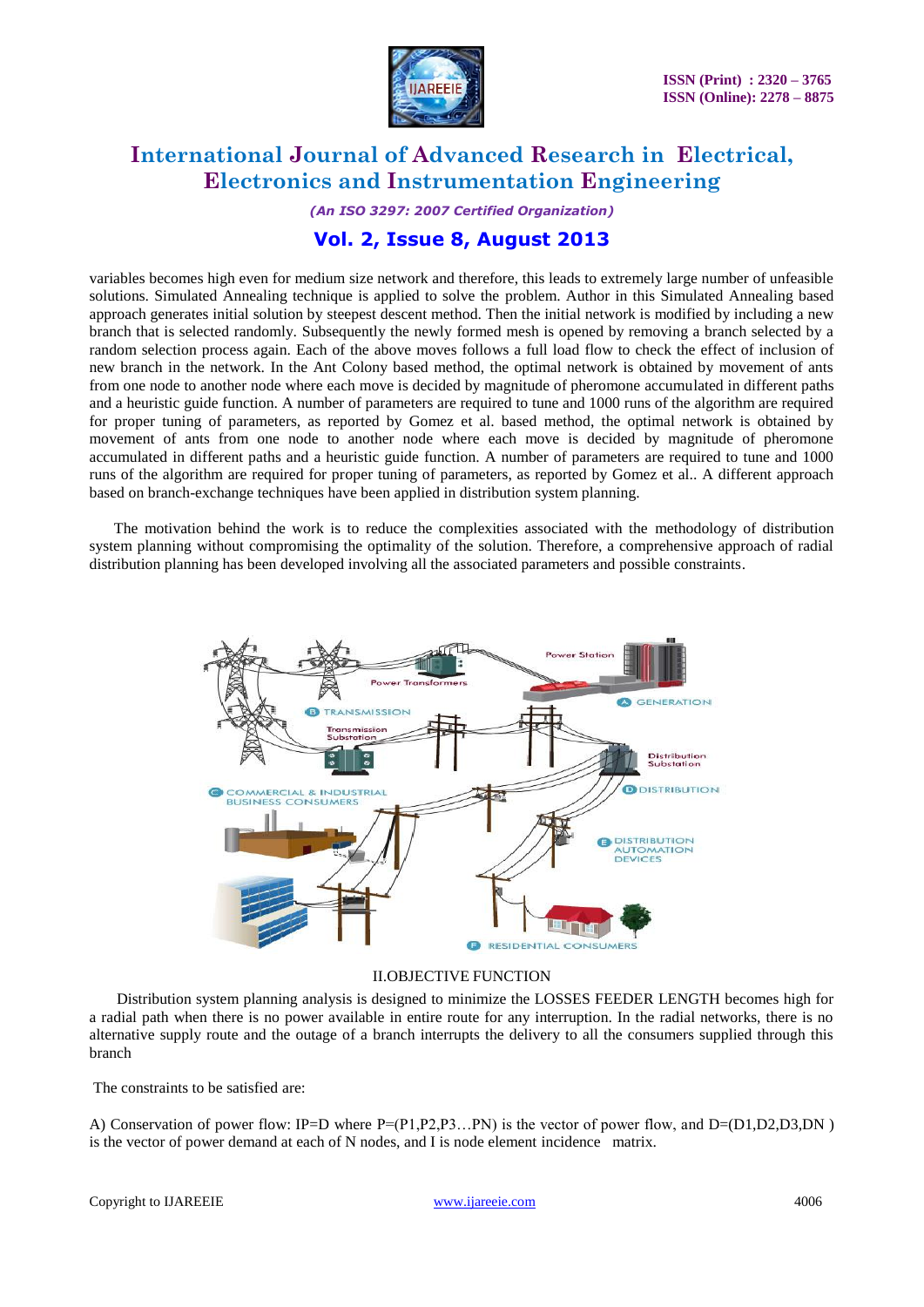variables becomes high even for medium size network and therefore, this leads to extremely large number of unfeasible solutions. Simulated Annealing technique is applied to solve the problem. Author in this Simulated Annealing based approach generates initial solution by steepest descent method. Then the initial network is modified by including a new branch that is selected randomly. Subsequently the newly formed mesh is opened by removing a branch selected by a random selection process again. Each of the above moves follows a full load flow to check the effect of inclusion of new branch in the network. In the Ant Colony based method, the optimal network is obtained by movement of ants from one node to another node where each move is decided by magnitude of pheromone accumulated in different paths and a heuristic guide function. A number of parameters are required to tune and 1000 runs of the algorithm are required for proper tuning of parameters, as reported by Gomez et al. based method, the optimal network is obtained by movement of ants from one node to another node where each move is decided by magnitude of pheromone accumulated in different paths and a heuristic guide function. A number of parameters are required to tune and 1000 runs of the algorithm are required for proper tuning of parameters, as reported by Gomez et al.. A different approach based on branch-exchange techniques have been applied in distribution system planning.

The motivation behind the work is to reduce the complexities associated with the methodology of distribution system planning without compromising the optimality of the solution. Therefore, a comprehensive approach of radial distribution planning has been developed involving all the associated parameters and possible constraints.

## II.OBJECTIVE FUNCTION

Distribution system planning analysis is designed to minimize the LOSSES FEEDER LENGTH becomes high for a radial path when there is no power available in entire route for any interruption. In the radial networks, there is no alternative supply route and the outage of a branch interrupts the delivery to all the consumers supplied through this branch

The constraints to be satisfied are:

A) Conservation of power flow: $IP=D$ where $P=(P1,P2,P3\ldots PN)$ is the vector of power flow, and $D=(D1,D2,D3,DN)$ is the vector of power demand at each of N nodes, and I is node element incidence matrix.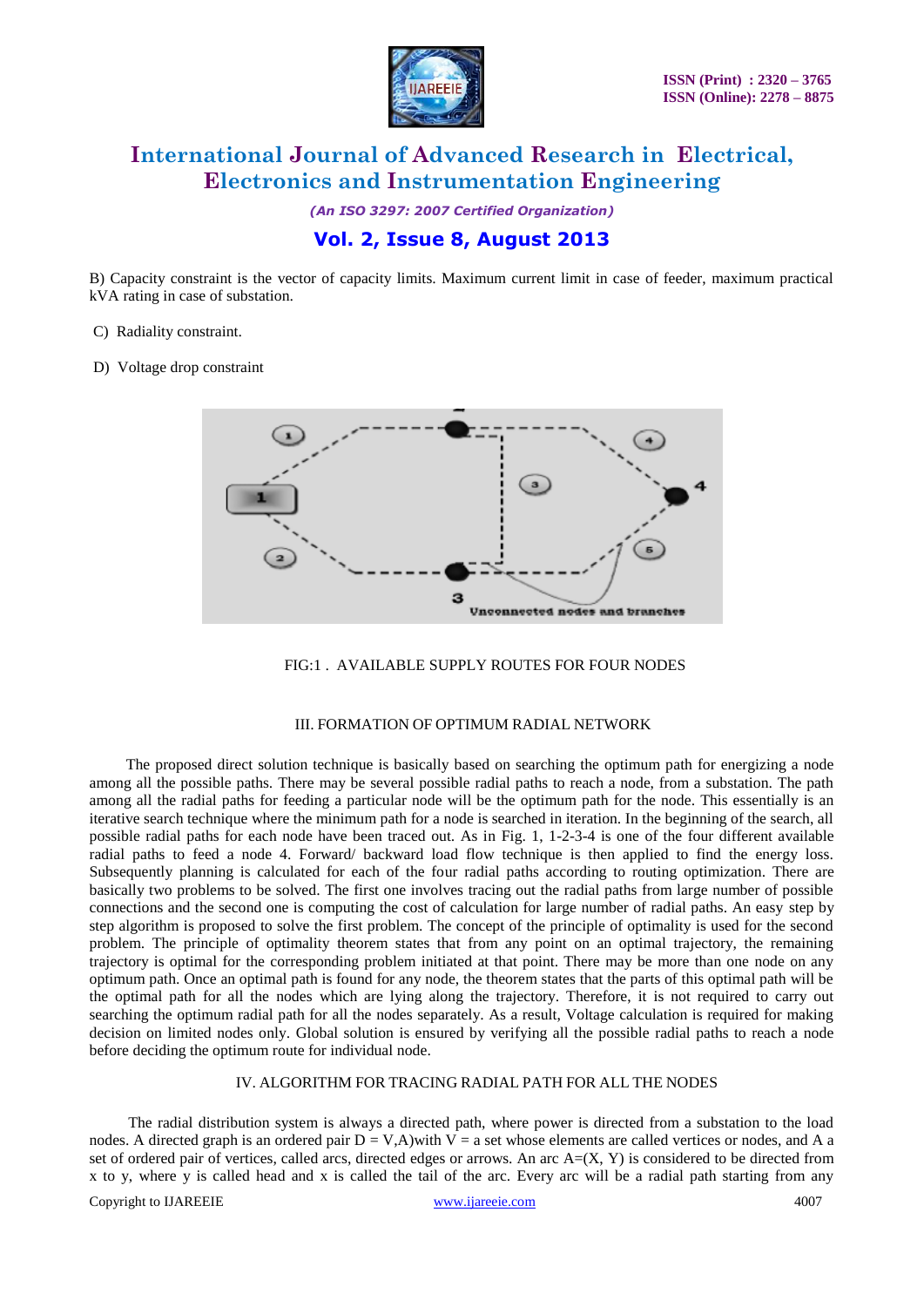B) Capacity constraint is the vector of capacity limits. Maximum current limit in case of feeder, maximum practical kVA rating in case of substation.

C) Radiality constraint.

D) Voltage drop constraint

FIG:1 . AVAILABLE SUPPLY ROUTES FOR FOUR NODES

## III. FORMATION OF OPTIMUM RADIAL NETWORK

The proposed direct solution technique is basically based on searching the optimum path for energizing a node among all the possible paths. There may be several possible radial paths to reach a node, from a substation. The path among all the radial paths for feeding a particular node will be the optimum path for the node. This essentially is an iterative search technique where the minimum path for a node is searched in iteration. In the beginning of the search, all possible radial paths for each node have been traced out. As in Fig. 1, 1-2-3-4 is one of the four different available radial paths to feed a node 4. Forward/ backward load flow technique is then applied to find the energy loss. Subsequently planning is calculated for each of the four radial paths according to routing optimization. There are basically two problems to be solved. The first one involves tracing out the radial paths from large number of possible connections and the second one is computing the cost of calculation for large number of radial paths. An easy step by step algorithm is proposed to solve the first problem. The concept of the principle of optimality is used for the second problem. The principle of optimality theorem states that from any point on an optimal trajectory, the remaining trajectory is optimal for the corresponding problem initiated at that point. There may be more than one node on any optimum path. Once an optimal path is found for any node, the theorem states that the parts of this optimal path will be the optimal path for all the nodes which are lying along the trajectory. Therefore, it is not required to carry out searching the optimum radial path for all the nodes separately. As a result, Voltage calculation is required for making decision on limited nodes only. Global solution is ensured by verifying all the possible radial paths to reach a node before deciding the optimum route for individual node.

## IV. ALGORITHM FOR TRACING RADIAL PATH FOR ALL THE NODES

The radial distribution system is always a directed path, where power is directed from a substation to the load nodes. A directed graph is an ordered pair D = V,A)with V = a set whose elements are called vertices or nodes, and A a set of ordered pair of vertices, called arcs, directed edges or arrows. An arc A=(X, Y) is considered to be directed from x to y, where y is called head and x is called the tail of the arc. Every arc will be a radial path starting from any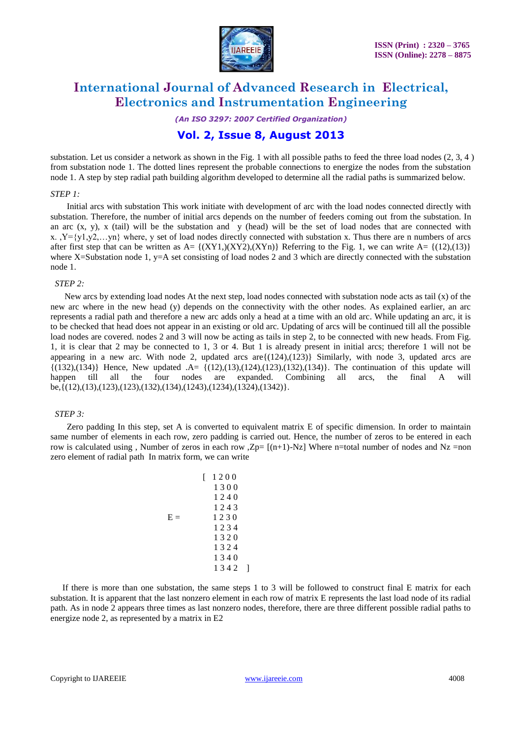substation. Let us consider a network as shown in the Fig. 1 with all possible paths to feed the three load nodes (2, 3, 4 ) from substation node 1. The dotted lines represent the probable connections to energize the nodes from the substation node 1. A step by step radial path building algorithm developed to determine all the radial paths is summarized below.

*STEP 1:*

Initial arcs with substation This work initiate with development of arc with the load nodes connected directly with substation. Therefore, the number of initial arcs depends on the number of feeders coming out from the substation. In an arc (x, y), x (tail) will be the substation and y (head) will be the set of load nodes that are connected with x. ,Y={y1,y2,…yn} where, y set of load nodes directly connected with substation x. Thus there are n numbers of arcs after first step that can be written as A= {(XY1,)(XY2),(XYn)} Referring to the Fig. 1, we can write A= {(12),(13)} where X=Substation node 1, y=A set consisting of load nodes 2 and 3 which are directly connected with the substation node 1.

*STEP 2:*

New arcs by extending load nodes At the next step, load nodes connected with substation node acts as tail (x) of the new arc where in the new head (y) depends on the connectivity with the other nodes. As explained earlier, an arc represents a radial path and therefore a new arc adds only a head at a time with an old arc. While updating an arc, it is to be checked that head does not appear in an existing or old arc. Updating of arcs will be continued till all the possible load nodes are covered. nodes 2 and 3 will now be acting as tails in step 2, to be connected with new heads. From Fig. 1, it is clear that 2 may be connected to 1, 3 or 4. But 1 is already present in initial arcs; therefore 1 will not be appearing in a new arc. With node 2, updated arcs are{(124),(123)} Similarly, with node 3, updated arcs are {(132),(134)} Hence, New updated .A= {(12),(13),(124),(123),(132),(134)}. The continuation of this update will happen till all the four nodes are expanded. Combining all arcs, the final A will be,{(12),(13),(123),(123),(132),(134),(1243),(1234),(1324),(1342)}.

*STEP 3:*

Zero padding In this step, set A is converted to equivalent matrix E of specific dimension. In order to maintain same number of elements in each row, zero padding is carried out. Hence, the number of zeros to be entered in each row is calculated using , Number of zeros in each row ,Zp= [(n+1)-Nz] Where n=total number of nodes and Nz =non zero element of radial path In matrix form, we can write

$$E = \begin{bmatrix} 1\,2\,0\,0 \\ 1\,3\,0\,0 \\ 1\,2\,4\,0 \\ 1\,2\,4\,3 \\ 1\,2\,3\,0 \\ 1\,2\,3\,4 \\ 1\,3\,2\,0 \\ 1\,3\,2\,4 \\ 1\,3\,4\,0 \\ 1\,3\,4\,2 \end{bmatrix}$$

If there is more than one substation, the same steps 1 to 3 will be followed to construct final E matrix for each substation. It is apparent that the last nonzero element in each row of matrix E represents the last load node of its radial path. As in node 2 appears three times as last nonzero nodes, therefore, there are three different possible radial paths to energize node 2, as represented by a matrix in E2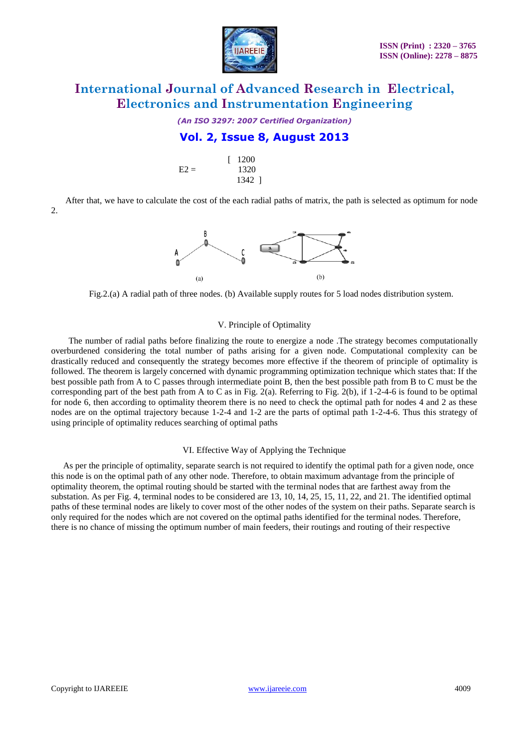$$E2 = \begin{bmatrix} 1200 \\ 1320 \\ 1342 \end{bmatrix}$$

After that, we have to calculate the cost of the each radial paths of matrix, the path is selected as optimum for node 2.

Fig.2.(a) A radial path of three nodes. (b) Available supply routes for 5 load nodes distribution system.

## V. Principle of Optimality

The number of radial paths before finalizing the route to energize a node .The strategy becomes computationally overburdened considering the total number of paths arising for a given node. Computational complexity can be drastically reduced and consequently the strategy becomes more effective if the theorem of principle of optimality is followed. The theorem is largely concerned with dynamic programming optimization technique which states that: If the best possible path from A to C passes through intermediate point B, then the best possible path from B to C must be the corresponding part of the best path from A to C as in Fig. 2(a). Referring to Fig. 2(b), if 1-2-4-6 is found to be optimal for node 6, then according to optimality theorem there is no need to check the optimal path for nodes 4 and 2 as these nodes are on the optimal trajectory because 1-2-4 and 1-2 are the parts of optimal path 1-2-4-6. Thus this strategy of using principle of optimality reduces searching of optimal paths

## VI. Effective Way of Applying the Technique

As per the principle of optimality, separate search is not required to identify the optimal path for a given node, once this node is on the optimal path of any other node. Therefore, to obtain maximum advantage from the principle of optimality theorem, the optimal routing should be started with the terminal nodes that are farthest away from the substation. As per Fig. 4, terminal nodes to be considered are 13, 10, 14, 25, 15, 11, 22, and 21. The identified optimal paths of these terminal nodes are likely to cover most of the other nodes of the system on their paths. Separate search is only required for the nodes which are not covered on the optimal paths identified for the terminal nodes. Therefore, there is no chance of missing the optimum number of main feeders, their routings and routing of their respective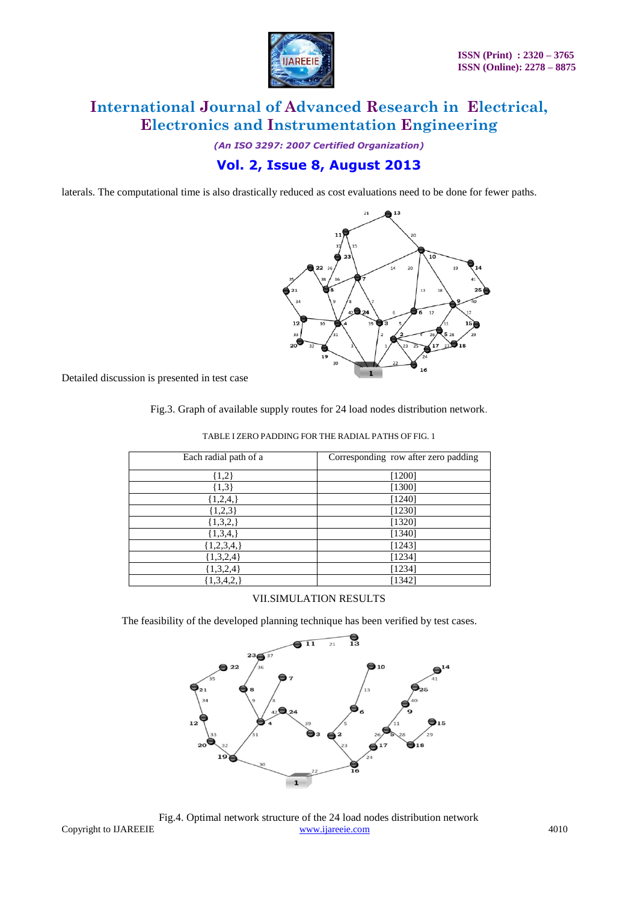laterals. The computational time is also drastically reduced as cost evaluations need to be done for fewer paths.

Detailed discussion is presented in test case

Fig.3. Graph of available supply routes for 24 load nodes distribution network.

TABLE I ZERO PADDING FOR THE RADIAL PATHS OF FIG. 1

| Each radial path of a | Corresponding row after zero padding |
|---|---|
| {1,2} | [1200] |
| {1,3} | [1300] |
| {1,2,4,} | [1240] |
| {1,2,3} | [1230] |
| {1,3,2,} | [1320] |
| {1,3,4,} | [1340] |
| {1,2,3,4,} | [1243] |
| {1,3,2,4} | [1234] |
| {1,3,2,4} | [1234] |
| {1,3,4,2,} | [1342] |

## VII.SIMULATION RESULTS

The feasibility of the developed planning technique has been verified by test cases.

Fig.4. Optimal network structure of the 24 load nodes distribution network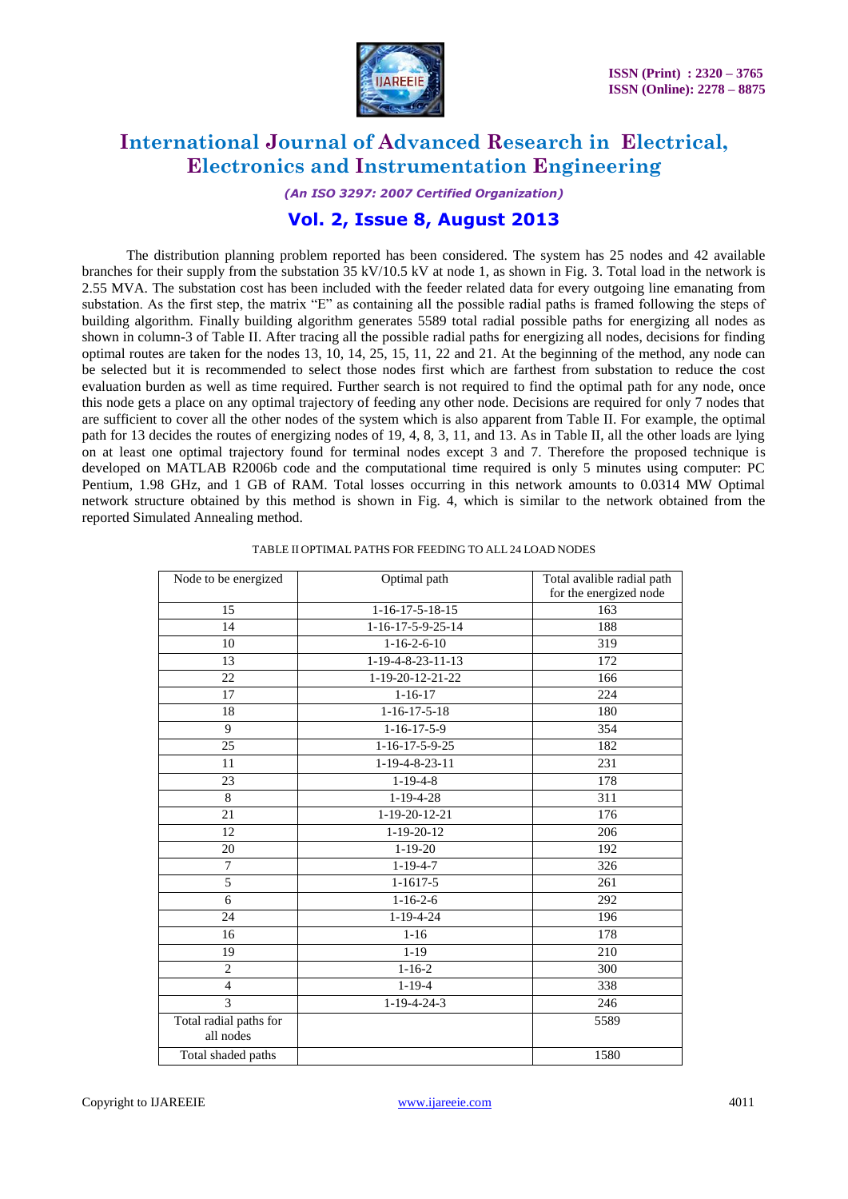The distribution planning problem reported has been considered. The system has 25 nodes and 42 available branches for their supply from the substation 35 kV/10.5 kV at node 1, as shown in Fig. 3. Total load in the network is 2.55 MVA. The substation cost has been included with the feeder related data for every outgoing line emanating from substation. As the first step, the matrix "E" as containing all the possible radial paths is framed following the steps of building algorithm. Finally building algorithm generates 5589 total radial possible paths for energizing all nodes as shown in column-3 of Table II. After tracing all the possible radial paths for energizing all nodes, decisions for finding optimal routes are taken for the nodes 13, 10, 14, 25, 15, 11, 22 and 21. At the beginning of the method, any node can be selected but it is recommended to select those nodes first which are farthest from substation to reduce the cost evaluation burden as well as time required. Further search is not required to find the optimal path for any node, once this node gets a place on any optimal trajectory of feeding any other node. Decisions are required for only 7 nodes that are sufficient to cover all the other nodes of the system which is also apparent from Table II. For example, the optimal path for 13 decides the routes of energizing nodes of 19, 4, 8, 3, 11, and 13. As in Table II, all the other loads are lying on at least one optimal trajectory found for terminal nodes except 3 and 7. Therefore the proposed technique is developed on MATLAB R2006b code and the computational time required is only 5 minutes using computer: PC Pentium, 1.98 GHz, and 1 GB of RAM. Total losses occurring in this network amounts to 0.0314 MW Optimal network structure obtained by this method is shown in Fig. 4, which is similar to the network obtained from the reported Simulated Annealing method.

TABLE II OPTIMAL PATHS FOR FEEDING TO ALL 24 LOAD NODES

| Node to be energized | Optimal path | Total avalible radial path for the energized node |
|---|---|---|
| 15 | 1-16-17-5-18-15 | 163 |
| 14 | 1-16-17-5-9-25-14 | 188 |
| 10 | 1-16-2-6-10 | 319 |
| 13 | 1-19-4-8-23-11-13 | 172 |
| 22 | 1-19-20-12-21-22 | 166 |
| 17 | 1-16-17 | 224 |
| 18 | 1-16-17-5-18 | 180 |
| 9 | 1-16-17-5-9 | 354 |
| 25 | 1-16-17-5-9-25 | 182 |
| 11 | 1-19-4-8-23-11 | 231 |
| 23 | 1-19-4-8 | 178 |
| 8 | 1-19-4-28 | 311 |
| 21 | 1-19-20-12-21 | 176 |
| 12 | 1-19-20-12 | 206 |
| 20 | 1-19-20 | 192 |
| 7 | 1-19-4-7 | 326 |
| 5 | 1-1617-5 | 261 |
| 6 | 1-16-2-6 | 292 |
| 24 | 1-19-4-24 | 196 |
| 16 | 1-16 | 178 |
| 19 | 1-19 | 210 |
| 2 | 1-16-2 | 300 |
| 4 | 1-19-4 | 338 |
| 3 | 1-19-4-24-3 | 246 |
| Total radial paths for all nodes | | 5589 |
| Total shaded paths | | 1580 |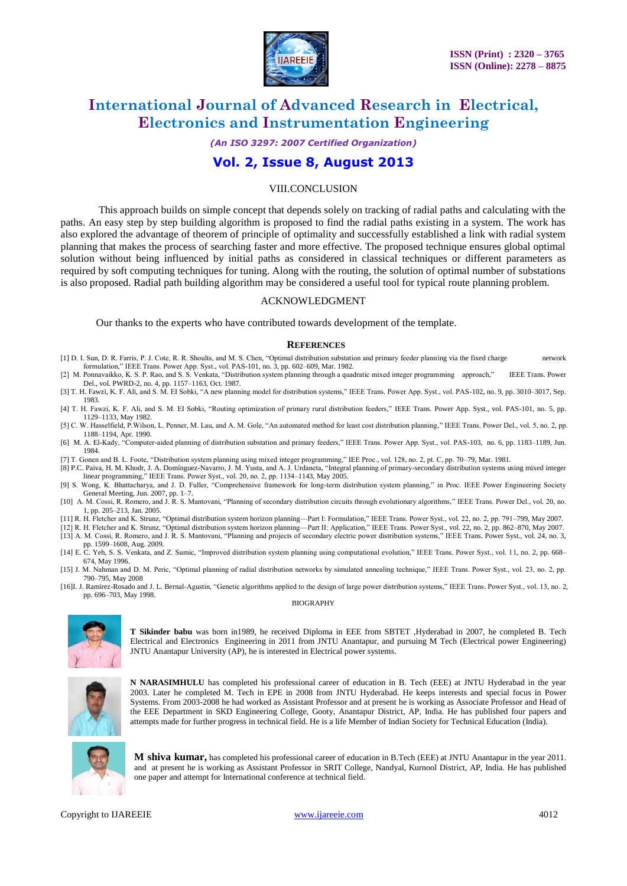## VIII.CONCLUSION

This approach builds on simple concept that depends solely on tracking of radial paths and calculating with the paths. An easy step by step building algorithm is proposed to find the radial paths existing in a system. The work has also explored the advantage of theorem of principle of optimality and successfully established a link with radial system planning that makes the process of searching faster and more effective. The proposed technique ensures global optimal solution without being influenced by initial paths as considered in classical techniques or different parameters as required by soft computing techniques for tuning. Along with the routing, the solution of optimal number of substations is also proposed. Radial path building algorithm may be considered a useful tool for typical route planning problem.

## ACKNOWLEDGMENT

Our thanks to the experts who have contributed towards development of the template.

## REFERENCES

[1] D. I. Sun, D. R. Farris, P. J. Cote, R. R. Shoults, and M. S. Chen, "Optimal distribution substation and primary feeder planning via the fixed charge network formulation," IEEE Trans. Power App. Syst., vol. PAS-101, no. 3, pp. 602–609, Mar. 1982.

[2] M. Ponnavaikko, K. S. P. Rao, and S. S. Venkata, "Distribution system planning through a quadratic mixed integer programming approach," IEEE Trans. Power Del., vol. PWRD-2, no. 4, pp. 1157–1163, Oct. 1987.

[3] T. H. Fawzi, K. F. Ali, and S. M. EI Sobki, "A new planning model for distribution systems," IEEE Trans. Power App. Syst., vol. PAS-102, no. 9, pp. 3010–3017, Sep. 1983.

[4] T. H. Fawzi, K. F. Ali, and S. M. EI Sobki, "Routing optimization of primary rural distribution feeders," IEEE Trans. Power App. Syst., vol. PAS-101, no. 5, pp. 1129–1133, May 1982.

[5] C. W. Hasselfield, P.Wilson, L. Penner, M. Lau, and A. M. Gole, "An automated method for least cost distribution planning," IEEE Trans. Power Del., vol. 5, no. 2, pp. 1188–1194, Apr. 1990.

[6] M. A. El-Kady, "Computer-aided planning of distribution substation and primary feeders," IEEE Trans. Power App. Syst., vol. PAS-103, no. 6, pp. 1183–1189, Jun. 1984.

[7] T. Gonen and B. L. Foote, "Distribution system planning using mixed integer programming," IEE Proc., vol. 128, no. 2, pt. C, pp. 70–79, Mar. 1981.

[8] P.C. Paiva, H. M. Khodr, J. A. Domínguez-Navarro, J. M. Yusta, and A. J. Urdaneta, "Integral planning of primary-secondary distribution systems using mixed integer linear programming," IEEE Trans. Power Syst., vol. 20, no. 2, pp. 1134–1143, May 2005.

[9] S. Wong, K. Bhattacharya, and J. D. Fuller, "Comprehensive framework for long-term distribution system planning," in Proc. IEEE Power Engineering Society General Meeting, Jun. 2007, pp. 1–7.

[10] A. M. Cossi, R. Romero, and J. R. S. Mantovani, "Planning of secondary distribution circuits through evolutionary algorithms," IEEE Trans. Power Del., vol. 20, no. 1, pp. 205–213, Jan. 2005.

[11] R. H. Fletcher and K. Strunz, "Optimal distribution system horizon planning—Part I: Formulation," IEEE Trans. Power Syst., vol. 22, no. 2, pp. 791–799, May 2007.

[12] R. H. Fletcher and K. Strunz, "Optimal distribution system horizon planning—Part II: Application," IEEE Trans. Power Syst., vol. 22, no. 2, pp. 862–870, May 2007.

[13] A. M. Cossi, R. Romero, and J. R. S. Mantovani, "Planning and projects of secondary electric power distribution systems," IEEE Trans. Power Syst., vol. 24, no. 3, pp. 1599–1608, Aug. 2009.

[14] E. C. Yeh, S. S. Venkata, and Z. Sumic, "Improved distribution system planning using computational evolution," IEEE Trans. Power Syst., vol. 11, no. 2, pp. 668–674, May 1996.

[15] J. M. Nahman and D. M. Peric, "Optimal planning of radial distribution networks by simulated annealing technique," IEEE Trans. Power Syst., vol. 23, no. 2, pp. 790–795, May 2008

[16]I. J. Ramirez-Rosado and J. L. Bernal-Agustin, "Genetic algorithms applied to the design of large power distribution systems," IEEE Trans. Power Syst., vol. 13, no. 2, pp. 696–703, May 1998.

## BIOGRAPHY

**T Sikinder babu** was born in1989, he received Diploma in EEE from SBTET ,Hyderabad in 2007, he completed B. Tech Electrical and Electronics Engineering in 2011 from JNTU Anantapur, and pursuing M Tech (Electrical power Engineering) JNTU Anantapur University (AP), he is interested in Electrical power systems.

**N NARASIMHULU** has completed his professional career of education in B. Tech (EEE) at JNTU Hyderabad in the year 2003. Later he completed M. Tech in EPE in 2008 from JNTU Hyderabad. He keeps interests and special focus in Power Systems. From 2003-2008 he had worked as Assistant Professor and at present he is working as Associate Professor and Head of the EEE Department in SKD Engineering College, Gooty, Anantapur District, AP, India. He has published four papers and attempts made for further progress in technical field. He is a life Member of Indian Society for Technical Education (India).

**M shiva kumar,** has completed his professional career of education in B.Tech (EEE) at JNTU Anantapur in the year 2011. and at present he is working as Assistant Professor in SRIT College, Nandyal, Kurnool District, AP, India. He has published one paper and attempt for International conference at technical field.